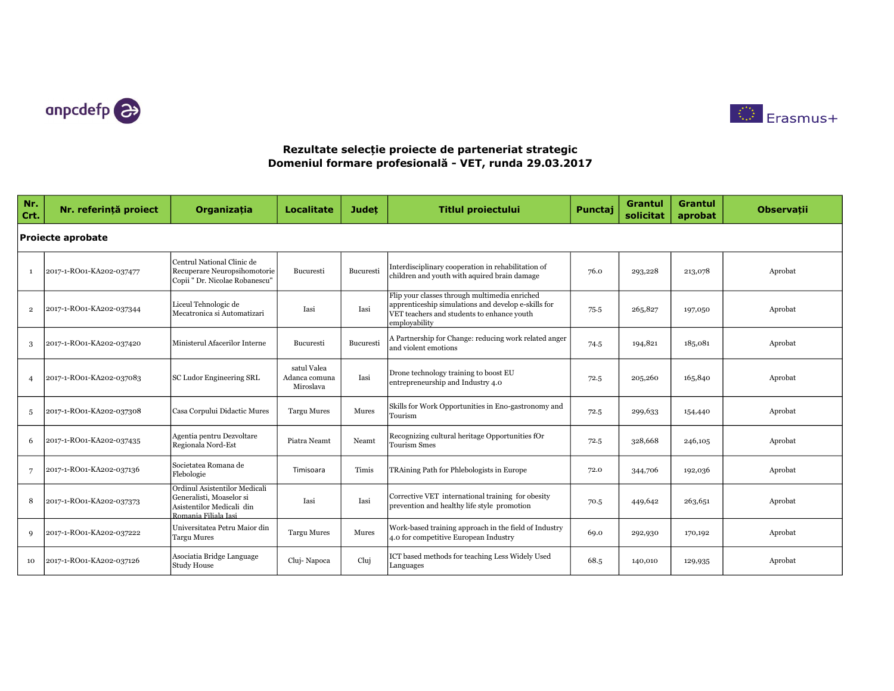anpcdefp

Erasmus+

# Rezultate selecție proiecte de parteneriat strategic
# Domeniul formare profesională - VET, runda 29.03.2017

| Nr. Crt. | Nr. referință proiect | Organizația | Localitate | Județ | Titlul proiectului | Punctaj | Grantul solicitat | Grantul aprobat | Observații |
|---|---|---|---|---|---|---|---|---|---|
| **Proiecte aprobate** | | | | | | | | | |
| 1 | 2017-1-RO01-KA202-037477 | Centrul National Clinic de Recuperare Neuropsihomotorie Copii " Dr. Nicolae Robanescu" | Bucuresti | Bucuresti | Interdisciplinary cooperation in rehabilitation of children and youth with aquired brain damage | 76.0 | 293,228 | 213,078 | Aprobat |
| 2 | 2017-1-RO01-KA202-037344 | Liceul Tehnologic de Mecatronica si Automatizari | Iasi | Iasi | Flip your classes through multimedia enriched apprenticeship simulations and develop e-skills for VET teachers and students to enhance youth employability | 75.5 | 265,827 | 197,050 | Aprobat |
| 3 | 2017-1-RO01-KA202-037420 | Ministerul Afacerilor Interne | Bucuresti | Bucuresti | A Partnership for Change: reducing work related anger and violent emotions | 74.5 | 194,821 | 185,081 | Aprobat |
| 4 | 2017-1-RO01-KA202-037083 | SC Ludor Engineering SRL | satul Valea Adanca comuna Miroslava | Iasi | Drone technology training to boost EU entrepreneurship and Industry 4.0 | 72.5 | 205,260 | 165,840 | Aprobat |
| 5 | 2017-1-RO01-KA202-037308 | Casa Corpului Didactic Mures | Targu Mures | Mures | Skills for Work Opportunities in Eno-gastronomy and Tourism | 72.5 | 299,633 | 154,440 | Aprobat |
| 6 | 2017-1-RO01-KA202-037435 | Agentia pentru Dezvoltare Regionala Nord-Est | Piatra Neamt | Neamt | Recognizing cultural heritage Opportunities fOr Tourism Smes | 72.5 | 328,668 | 246,105 | Aprobat |
| 7 | 2017-1-RO01-KA202-037136 | Societatea Romana de Flebologie | Timisoara | Timis | TRAining Path for Phlebologists in Europe | 72.0 | 344,706 | 192,036 | Aprobat |
| 8 | 2017-1-RO01-KA202-037373 | Ordinul Asistentilor Medicali Generalisti, Moaselor si Asistentilor Medicali din Romania Filiala Iasi | Iasi | Iasi | Corrective VET international training for obesity prevention and healthy life style promotion | 70.5 | 449,642 | 263,651 | Aprobat |
| 9 | 2017-1-RO01-KA202-037222 | Universitatea Petru Maior din Targu Mures | Targu Mures | Mures | Work-based training approach in the field of Industry 4.0 for competitive European Industry | 69.0 | 292,930 | 170,192 | Aprobat |
| 10 | 2017-1-RO01-KA202-037126 | Asociatia Bridge Language Study House | Cluj- Napoca | Cluj | ICT based methods for teaching Less Widely Used Languages | 68.5 | 140,010 | 129,935 | Aprobat |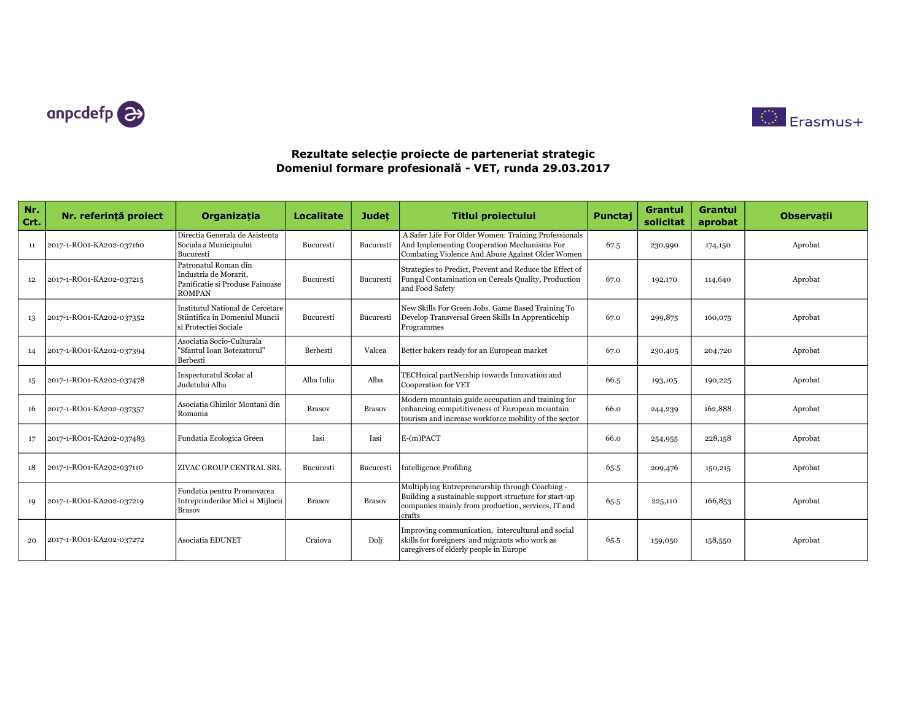anpcdefp

Erasmus+

**Rezultate selecție proiecte de parteneriat strategic**
**Domeniul formare profesională - VET, runda 29.03.2017**

| Nr. Crt. | Nr. referință proiect | Organizația | Localitate | Județ | Titlul proiectului | Punctaj | Grantul solicitat | Grantul aprobat | Observații |
|---|---|---|---|---|---|---|---|---|---|
| 11 | 2017-1-RO01-KA202-037160 | Directia Generala de Asistenta Sociala a Municipiului Bucuresti | Bucuresti | Bucuresti | A Safer Life For Older Women: Training Professionals And Implementing Cooperation Mechanisms For Combating Violence And Abuse Against Older Women | 67.5 | 230,990 | 174,150 | Aprobat |
| 12 | 2017-1-RO01-KA202-037215 | Patronatul Roman din Industria de Morarit, Panificatie si Produse Fainoase ROMPAN | Bucuresti | Bucuresti | Strategies to Predict, Prevent and Reduce the Effect of Fungal Contamination on Cereals Quality, Production and Food Safety | 67.0 | 192,170 | 114,640 | Aprobat |
| 13 | 2017-1-RO01-KA202-037352 | Institutul National de Cercetare Stiintifica in Domeniul Muncii si Protectiei Sociale | Bucuresti | Bucuresti | New Skills For Green Jobs. Game Based Training To Develop Transversal Green Skills In Apprenticehip Programmes | 67.0 | 299,875 | 160,075 | Aprobat |
| 14 | 2017-1-RO01-KA202-037394 | Asociatia Socio-Culturala "Sfantul Ioan Botezatorul" Berbesti | Berbesti | Valcea | Better bakers ready for an European market | 67.0 | 230,405 | 204,720 | Aprobat |
| 15 | 2017-1-RO01-KA202-037478 | Inspectoratul Scolar al Judetului Alba | Alba Iulia | Alba | TECHnical partNership towards Innovation and Cooperation for VET | 66.5 | 193,105 | 190,225 | Aprobat |
| 16 | 2017-1-RO01-KA202-037357 | Asociatia Ghizilor Montani din Romania | Brasov | Brasov | Modern mountain guide occupation and training for enhancing competitiveness of European mountain tourism and increase workforce mobility of the sector | 66.0 | 244,239 | 162,888 | Aprobat |
| 17 | 2017-1-RO01-KA202-037483 | Fundatia Ecologica Green | Iasi | Iasi | E-(m)PACT | 66.0 | 254,955 | 228,158 | Aprobat |
| 18 | 2017-1-RO01-KA202-037110 | ZIVAC GROUP CENTRAL SRL | Bucuresti | Bucuresti | Intelligence Profiling | 65.5 | 209,476 | 150,215 | Aprobat |
| 19 | 2017-1-RO01-KA202-037219 | Fundatia pentru Promovarea Intreprinderilor Mici si Mijlocii Brasov | Brasov | Brasov | Multiplying Entrepreneurship through Coaching - Building a sustainable support structure for start-up companies mainly from production, services, IT and crafts | 65.5 | 225,110 | 166,853 | Aprobat |
| 20 | 2017-1-RO01-KA202-037272 | Asociatia EDUNET | Craiova | Dolj | Improving communication, intercultural and social skills for foreigners and migrants who work as caregivers of elderly people in Europe | 65.5 | 159,050 | 158,550 | Aprobat |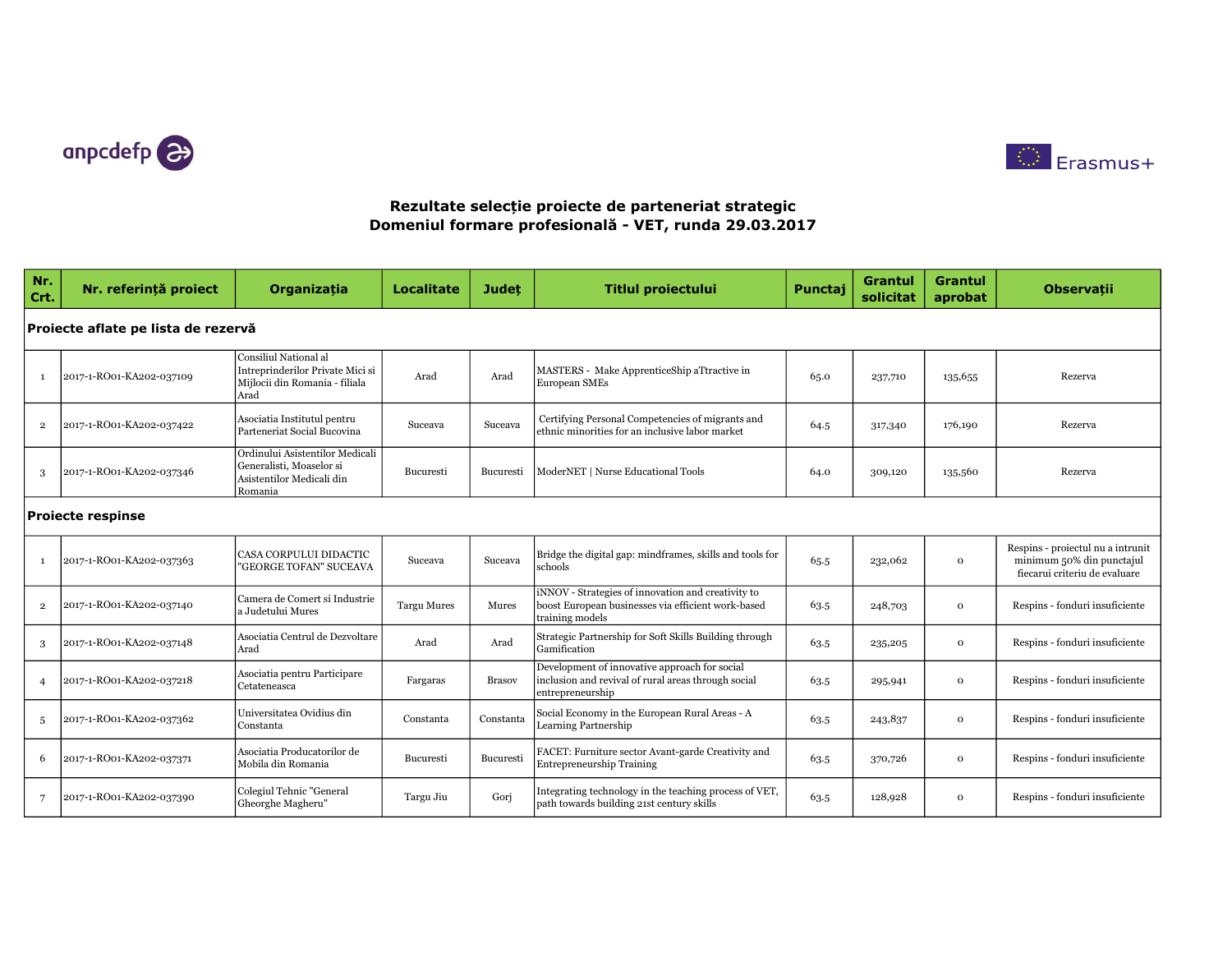anpcdefp

Erasmus+

# Rezultate selecție proiecte de parteneriat strategic
## Domeniul formare profesională - VET, runda 29.03.2017

| Nr. Crt. | Nr. referință proiect | Organizația | Localitate | Județ | Titlul proiectului | Punctaj | Grantul solicitat | Grantul aprobat | Observații |
|---|---|---|---|---|---|---|---|---|---|
| **Proiecte aflate pe lista de rezervă** | | | | | | | | | |
| 1 | 2017-1-RO01-KA202-037109 | Consiliul National al Intreprinderilor Private Mici si Mijlocii din Romania - filiala Arad | Arad | Arad | MASTERS - Make ApprenticeShip aTtractive in European SMEs | 65.0 | 237,710 | 135,655 | Rezerva |
| 2 | 2017-1-RO01-KA202-037422 | Asociatia Institutul pentru Parteneriat Social Bucovina | Suceava | Suceava | Certifying Personal Competencies of migrants and ethnic minorities for an inclusive labor market | 64.5 | 317,340 | 176,190 | Rezerva |
| 3 | 2017-1-RO01-KA202-037346 | Ordinului Asistentilor Medicali Generalisti, Moaselor si Asistentilor Medicali din Romania | Bucuresti | Bucuresti | ModerNET \| Nurse Educational Tools | 64.0 | 309,120 | 135,560 | Rezerva |
| **Proiecte respinse** | | | | | | | | | |
| 1 | 2017-1-RO01-KA202-037363 | CASA CORPULUI DIDACTIC "GEORGE TOFAN" SUCEAVA | Suceava | Suceava | Bridge the digital gap: mindframes, skills and tools for schools | 65.5 | 232,062 | 0 | Respins - proiectul nu a intrunit minimum 50% din punctajul fiecarui criteriu de evaluare |
| 2 | 2017-1-RO01-KA202-037140 | Camera de Comert si Industrie a Judetului Mures | Targu Mures | Mures | iNNOV - Strategies of innovation and creativity to boost European businesses via efficient work-based training models | 63.5 | 248,703 | 0 | Respins - fonduri insuficiente |
| 3 | 2017-1-RO01-KA202-037148 | Asociatia Centrul de Dezvoltare Arad | Arad | Arad | Strategic Partnership for Soft Skills Building through Gamification | 63.5 | 235,205 | 0 | Respins - fonduri insuficiente |
| 4 | 2017-1-RO01-KA202-037218 | Asociatia pentru Participare Cetateneasca | Fagaras | Brasov | Development of innovative approach for social inclusion and revival of rural areas through social entrepreneurship | 63.5 | 295,941 | 0 | Respins - fonduri insuficiente |
| 5 | 2017-1-RO01-KA202-037362 | Universitatea Ovidius din Constanta | Constanta | Constanta | Social Economy in the European Rural Areas - A Learning Partnership | 63.5 | 243,837 | 0 | Respins - fonduri insuficiente |
| 6 | 2017-1-RO01-KA202-037371 | Asociatia Producatorilor de Mobila din Romania | Bucuresti | Bucuresti | FACET: Furniture sector Avant-garde Creativity and Entrepreneurship Training | 63.5 | 370,726 | 0 | Respins - fonduri insuficiente |
| 7 | 2017-1-RO01-KA202-037390 | Colegiul Tehnic "General Gheorghe Magheru" | Targu Jiu | Gorj | Integrating technology in the teaching process of VET, path towards building 21st century skills | 63.5 | 128,928 | 0 | Respins - fonduri insuficiente |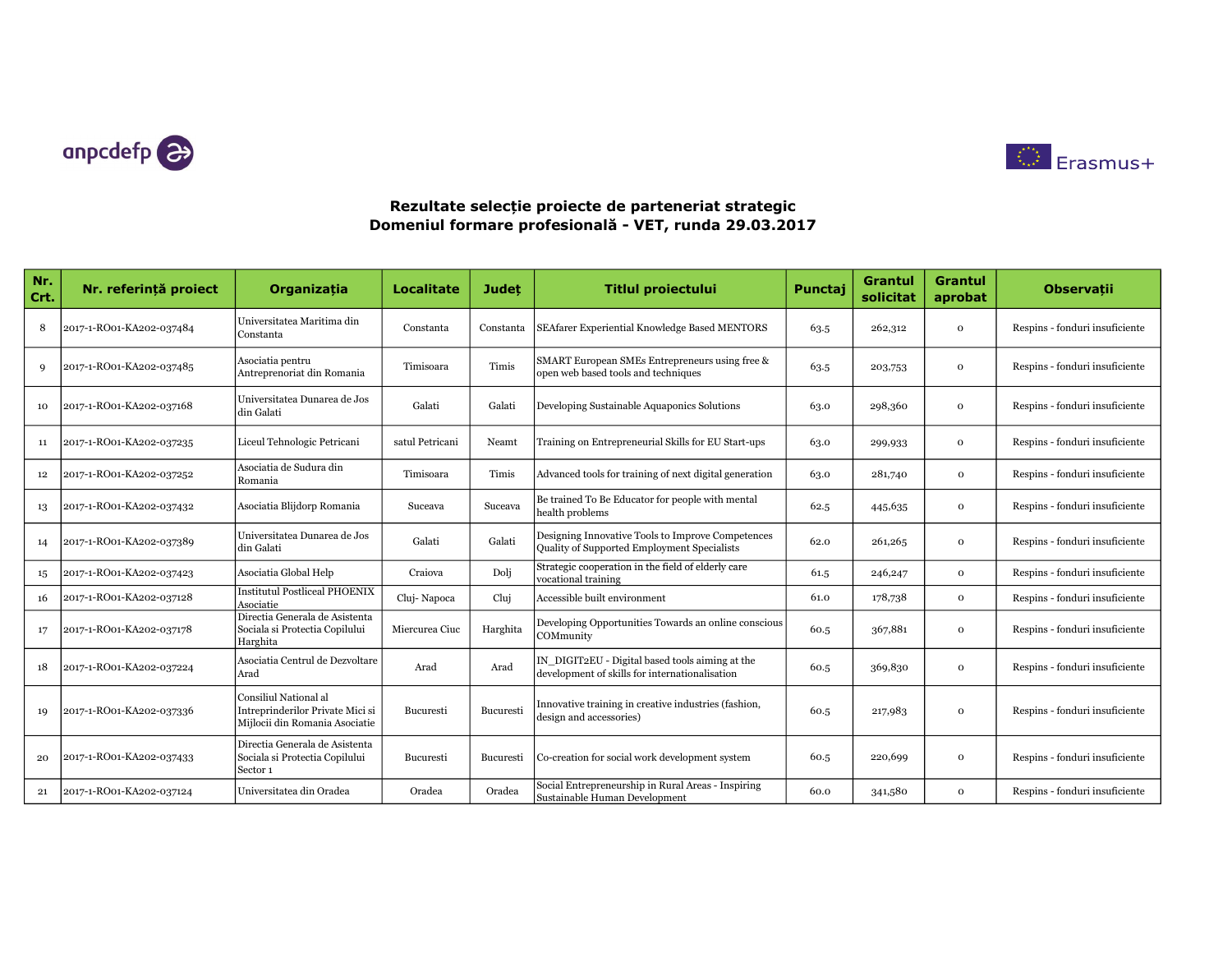anpcdefp

Erasmus+

## Rezultate selecție proiecte de parteneriat strategic
## Domeniul formare profesională - VET, runda 29.03.2017

| Nr. Crt. | Nr. referință proiect | Organizația | Localitate | Județ | Titlul proiectului | Punctaj | Grantul solicitat | Grantul aprobat | Observații |
|---|---|---|---|---|---|---|---|---|---|
| 8 | 2017-1-RO01-KA202-037484 | Universitatea Maritima din Constanta | Constanta | Constanta | SEAfarer Experiential Knowledge Based MENTORS | 63.5 | 262,312 | 0 | Respins - fonduri insuficiente |
| 9 | 2017-1-RO01-KA202-037485 | Asociatia pentru Antreprenoriat din Romania | Timisoara | Timis | SMART European SMEs Entrepreneurs using free & open web based tools and techniques | 63.5 | 203,753 | 0 | Respins - fonduri insuficiente |
| 10 | 2017-1-RO01-KA202-037168 | Universitatea Dunarea de Jos din Galati | Galati | Galati | Developing Sustainable Aquaponics Solutions | 63.0 | 298,360 | 0 | Respins - fonduri insuficiente |
| 11 | 2017-1-RO01-KA202-037235 | Liceul Tehnologic Petricani | satul Petricani | Neamt | Training on Entrepreneurial Skills for EU Start-ups | 63.0 | 299,933 | 0 | Respins - fonduri insuficiente |
| 12 | 2017-1-RO01-KA202-037252 | Asociatia de Sudura din Romania | Timisoara | Timis | Advanced tools for training of next digital generation | 63.0 | 281,740 | 0 | Respins - fonduri insuficiente |
| 13 | 2017-1-RO01-KA202-037432 | Asociatia Blijdorp Romania | Suceava | Suceava | Be trained To Be Educator for people with mental health problems | 62.5 | 445,635 | 0 | Respins - fonduri insuficiente |
| 14 | 2017-1-RO01-KA202-037389 | Universitatea Dunarea de Jos din Galati | Galati | Galati | Designing Innovative Tools to Improve Competences Quality of Supported Employment Specialists | 62.0 | 261,265 | 0 | Respins - fonduri insuficiente |
| 15 | 2017-1-RO01-KA202-037423 | Asociatia Global Help | Craiova | Dolj | Strategic cooperation in the field of elderly care vocational training | 61.5 | 246,247 | 0 | Respins - fonduri insuficiente |
| 16 | 2017-1-RO01-KA202-037128 | Institutul Postliceal PHOENIX Asociatie | Cluj- Napoca | Cluj | Accessible built environment | 61.0 | 178,738 | 0 | Respins - fonduri insuficiente |
| 17 | 2017-1-RO01-KA202-037178 | Directia Generala de Asistenta Sociala si Protectia Copilului Harghita | Miercurea Ciuc | Harghita | Developing Opportunities Towards an online conscious COMmunity | 60.5 | 367,881 | 0 | Respins - fonduri insuficiente |
| 18 | 2017-1-RO01-KA202-037224 | Asociatia Centrul de Dezvoltare Arad | Arad | Arad | IN_DIGIT2EU - Digital based tools aiming at the development of skills for internationalisation | 60.5 | 369,830 | 0 | Respins - fonduri insuficiente |
| 19 | 2017-1-RO01-KA202-037336 | Consiliul National al Intreprinderilor Private Mici si Mijlocii din Romania Asociatie | Bucuresti | Bucuresti | Innovative training in creative industries (fashion, design and accessories) | 60.5 | 217,983 | 0 | Respins - fonduri insuficiente |
| 20 | 2017-1-RO01-KA202-037433 | Directia Generala de Asistenta Sociala si Protectia Copilului Sector 1 | Bucuresti | Bucuresti | Co-creation for social work development system | 60.5 | 220,699 | 0 | Respins - fonduri insuficiente |
| 21 | 2017-1-RO01-KA202-037124 | Universitatea din Oradea | Oradea | Oradea | Social Entrepreneurship in Rural Areas - Inspiring Sustainable Human Development | 60.0 | 341,580 | 0 | Respins - fonduri insuficiente |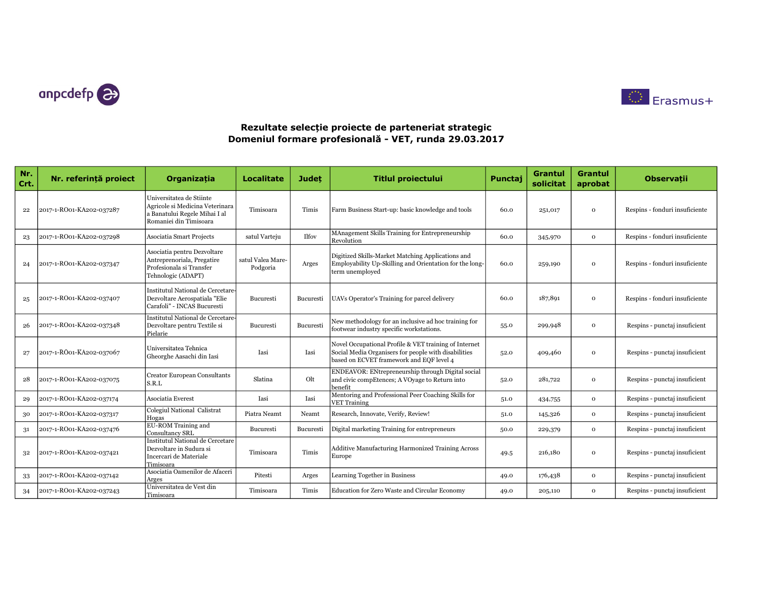## Rezultate selecție proiecte de parteneriat strategic
## Domeniul formare profesională - VET, runda 29.03.2017

| Nr. Crt. | Nr. referință proiect | Organizația | Localitate | Județ | Titlul proiectului | Punctaj | Grantul solicitat | Grantul aprobat | Observații |
|---|---|---|---|---|---|---|---|---|---|
| 22 | 2017-1-RO01-KA202-037287 | Universitatea de Stiinte Agricole si Medicina Veterinara a Banatului Regele Mihai I al Romaniei din Timisoara | Timisoara | Timis | Farm Business Start-up: basic knowledge and tools | 60.0 | 251,017 | 0 | Respins - fonduri insuficiente |
| 23 | 2017-1-RO01-KA202-037298 | Asociatia Smart Projects | satul Varteju | Ilfov | MAnagement Skills Training for Entrepreneurship Revolution | 60.0 | 345,970 | 0 | Respins - fonduri insuficiente |
| 24 | 2017-1-RO01-KA202-037347 | Asociatia pentru Dezvoltare Antreprenoriala, Pregatire Profesionala si Transfer Tehnologic (ADAPT) | satul Valea Mare-Podgoria | Arges | Digitized Skills-Market Matching Applications and Employability Up-Skilling and Orientation for the long-term unemployed | 60.0 | 259,190 | 0 | Respins - fonduri insuficiente |
| 25 | 2017-1-RO01-KA202-037407 | Institutul National de Cercetare-Dezvoltare Aerospatiala "Elie Carafoli" - INCAS Bucuresti | Bucuresti | Bucuresti | UAVs Operator's Training for parcel delivery | 60.0 | 187,891 | 0 | Respins - fonduri insuficiente |
| 26 | 2017-1-RO01-KA202-037348 | Institutul National de Cercetare-Dezvoltare pentru Textile si Pielarie | Bucuresti | Bucuresti | New methodology for an inclusive ad hoc training for footwear industry specific workstations. | 55.0 | 299,948 | 0 | Respins - punctaj insuficient |
| 27 | 2017-1-RO01-KA202-037067 | Universitatea Tehnica Gheorghe Aasachi din Iasi | Iasi | Iasi | Novel Occupational Profile & VET training of Internet Social Media Organisers for people with disabilities based on ECVET framework and EQF level 4 | 52.0 | 409,460 | 0 | Respins - punctaj insuficient |
| 28 | 2017-1-RO01-KA202-037075 | Creator European Consultants S.R.L | Slatina | Olt | ENDEAVOR: ENtrepreneurship through Digital social and civic compEtences; A VOyage to Return into benefit | 52.0 | 281,722 | 0 | Respins - punctaj insuficient |
| 29 | 2017-1-RO01-KA202-037174 | Asociatia Everest | Iasi | Iasi | Mentoring and Professional Peer Coaching Skills for VET Training | 51.0 | 434,755 | 0 | Respins - punctaj insuficient |
| 30 | 2017-1-RO01-KA202-037317 | Colegiul National Calistrat Hogas | Piatra Neamt | Neamt | Research, Innovate, Verify, Review! | 51.0 | 145,326 | 0 | Respins - punctaj insuficient |
| 31 | 2017-1-RO01-KA202-037476 | EU-ROM Training and Consultancy SRL | Bucuresti | Bucuresti | Digital marketing Training for entrepreneurs | 50.0 | 229,379 | 0 | Respins - punctaj insuficient |
| 32 | 2017-1-RO01-KA202-037421 | Institutul National de Cercetare Dezvoltare in Sudura si Incercari de Materiale Timisoara | Timisoara | Timis | Additive Manufacturing Harmonized Training Across Europe | 49.5 | 216,180 | 0 | Respins - punctaj insuficient |
| 33 | 2017-1-RO01-KA202-037142 | Asociatia Oamenilor de Afaceri Arges | Pitesti | Arges | Learning Together in Business | 49.0 | 176,438 | 0 | Respins - punctaj insuficient |
| 34 | 2017-1-RO01-KA202-037243 | Universitatea de Vest din Timisoara | Timisoara | Timis | Education for Zero Waste and Circular Economy | 49.0 | 205,110 | 0 | Respins - punctaj insuficient |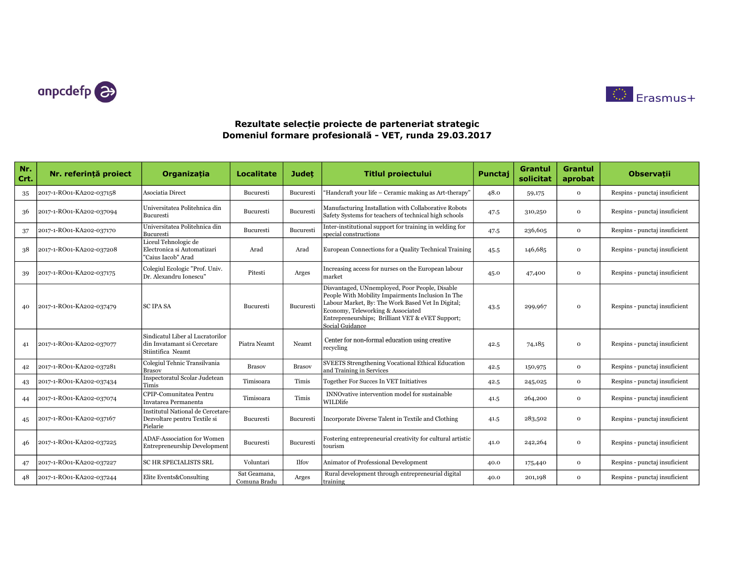**Rezultate selecție proiecte de parteneriat strategic**
**Domeniul formare profesională - VET, runda 29.03.2017**

| Nr. Crt. | Nr. referință proiect | Organizația | Localitate | Județ | Titlul proiectului | Punctaj | Grantul solicitat | Grantul aprobat | Observații |
|---|---|---|---|---|---|---|---|---|---|
| 35 | 2017-1-RO01-KA202-037158 | Asociatia Direct | Bucuresti | Bucuresti | "Handcraft your life – Ceramic making as Art-therapy" | 48.0 | 59,175 | 0 | Respins - punctaj insuficient |
| 36 | 2017-1-RO01-KA202-037094 | Universitatea Politehnica din Bucuresti | Bucuresti | Bucuresti | Manufacturing Installation with Collaborative Robots Safety Systems for teachers of technical high schools | 47.5 | 310,250 | 0 | Respins - punctaj insuficient |
| 37 | 2017-1-RO01-KA202-037170 | Universitatea Politehnica din Bucuresti | Bucuresti | Bucuresti | Inter-institutional support for training in welding for special constructions | 47.5 | 236,605 | 0 | Respins - punctaj insuficient |
| 38 | 2017-1-RO01-KA202-037208 | Liceul Tehnologic de Electronica si Automatizari "Caius Iacob" Arad | Arad | Arad | European Connections for a Quality Technical Training | 45.5 | 146,685 | 0 | Respins - punctaj insuficient |
| 39 | 2017-1-RO01-KA202-037175 | Colegiul Ecologic "Prof. Univ. Dr. Alexandru Ionescu" | Pitesti | Arges | Increasing access for nurses on the European labour market | 45.0 | 47,400 | 0 | Respins - punctaj insuficient |
| 40 | 2017-1-RO01-KA202-037479 | SC IPA SA | Bucuresti | Bucuresti | Disvantaged, UNemployed, Poor People, Disable People With Mobility Impairments Inclusion In The Labour Market, By: The Work Based Vet In Digital; Economy, Teleworking & Associated Entrepreneurships; Brilliant VET & eVET Support; Social Guidance | 43.5 | 299,967 | 0 | Respins - punctaj insuficient |
| 41 | 2017-1-RO01-KA202-037077 | Sindicatul Liber al Lucratorilor din Invatamant si Cercetare Stiintifica Neamt | Piatra Neamt | Neamt | Center for non-formal education using creative recycling | 42.5 | 74,185 | 0 | Respins - punctaj insuficient |
| 42 | 2017-1-RO01-KA202-037281 | Colegiul Tehnic Transilvania Brasov | Brasov | Brasov | SVEETS Strengthening Vocational Ethical Education and Training in Services | 42.5 | 150,975 | 0 | Respins - punctaj insuficient |
| 43 | 2017-1-RO01-KA202-037434 | Inspectoratul Scolar Judetean Timis | Timisoara | Timis | Together For Succes In VET Initiatives | 42.5 | 245,025 | 0 | Respins - punctaj insuficient |
| 44 | 2017-1-RO01-KA202-037074 | CPIP-Comunitatea Pentru Invatarea Permanenta | Timisoara | Timis | INNOvative intervention model for sustainable WILDlife | 41.5 | 264,200 | 0 | Respins - punctaj insuficient |
| 45 | 2017-1-RO01-KA202-037167 | Institutul National de Cercetare-Dezvoltare pentru Textile si Pielarie | Bucuresti | Bucuresti | Incorporate Diverse Talent in Textile and Clothing | 41.5 | 283,502 | 0 | Respins - punctaj insuficient |
| 46 | 2017-1-RO01-KA202-037225 | ADAF-Association for Women Entrepreneurship Development | Bucuresti | Bucuresti | Fostering entrepreneurial creativity for cultural artistic tourism | 41.0 | 242,264 | 0 | Respins - punctaj insuficient |
| 47 | 2017-1-RO01-KA202-037227 | SC HR SPECIALISTS SRL | Voluntari | Ilfov | Animator of Professional Development | 40.0 | 175,440 | 0 | Respins - punctaj insuficient |
| 48 | 2017-1-RO01-KA202-037244 | Elite Events&Consulting | Sat Geamana, Comuna Bradu | Arges | Rural development through entrepreneurial digital training | 40.0 | 201,198 | 0 | Respins - punctaj insuficient |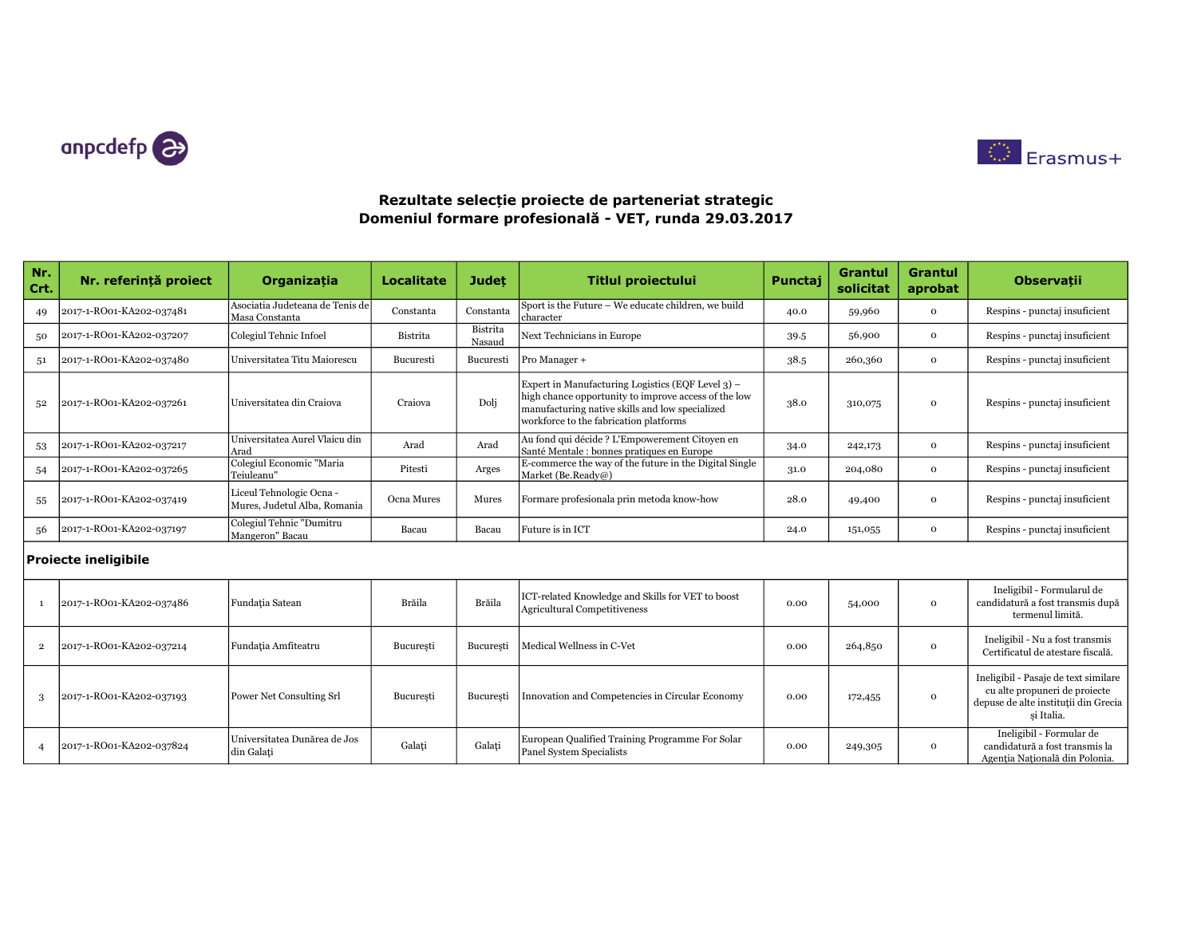## Rezultate selecție proiecte de parteneriat strategic
## Domeniul formare profesională - VET, runda 29.03.2017

| Nr. Crt. | Nr. referință proiect | Organizația | Localitate | Județ | Titlul proiectului | Punctaj | Grantul solicitat | Grantul aprobat | Observații |
|---|---|---|---|---|---|---|---|---|---|
| 49 | 2017-1-RO01-KA202-037481 | Asociatia Judeteana de Tenis de Masa Constanta | Constanta | Constanta | Sport is the Future – We educate children, we build character | 40.0 | 59,960 | 0 | Respins - punctaj insuficient |
| 50 | 2017-1-RO01-KA202-037207 | Colegiul Tehnic Infoel | Bistrita | Bistrita Nasaud | Next Technicians in Europe | 39.5 | 56,900 | 0 | Respins - punctaj insuficient |
| 51 | 2017-1-RO01-KA202-037480 | Universitatea Titu Maiorescu | Bucuresti | Bucuresti | Pro Manager + | 38.5 | 260,360 | 0 | Respins - punctaj insuficient |
| 52 | 2017-1-RO01-KA202-037261 | Universitatea din Craiova | Craiova | Dolj | Expert in Manufacturing Logistics (EQF Level 3) – high chance opportunity to improve access of the low manufacturing native skills and low specialized workforce to the fabrication platforms | 38.0 | 310,075 | 0 | Respins - punctaj insuficient |
| 53 | 2017-1-RO01-KA202-037217 | Universitatea Aurel Vlaicu din Arad | Arad | Arad | Au fond qui décide ? L'Empowerement Citoyen en Santé Mentale : bonnes pratiques en Europe | 34.0 | 242,173 | 0 | Respins - punctaj insuficient |
| 54 | 2017-1-RO01-KA202-037265 | Colegiul Economic "Maria Teiuleanu" | Pitesti | Arges | E-commerce the way of the future in the Digital Single Market (Be.Ready@) | 31.0 | 204,080 | 0 | Respins - punctaj insuficient |
| 55 | 2017-1-RO01-KA202-037419 | Liceul Tehnologic Ocna - Mures, Judetul Alba, Romania | Ocna Mures | Mures | Formare profesionala prin metoda know-how | 28.0 | 49,400 | 0 | Respins - punctaj insuficient |
| 56 | 2017-1-RO01-KA202-037197 | Colegiul Tehnic "Dumitru Mangeron" Bacau | Bacau | Bacau | Future is in ICT | 24.0 | 151,055 | 0 | Respins - punctaj insuficient |
| **Proiecte ineligibile** | | | | | | | | | |
| 1 | 2017-1-RO01-KA202-037486 | Fundația Satean | Brăila | Brăila | ICT-related Knowledge and Skills for VET to boost Agricultural Competitiveness | 0.00 | 54,000 | 0 | Ineligibil - Formularul de candidatură a fost transmis după termenul limită. |
| 2 | 2017-1-RO01-KA202-037214 | Fundația Amfiteatru | București | București | Medical Wellness in C-Vet | 0.00 | 264,850 | 0 | Ineligibil - Nu a fost transmis Certificatul de atestare fiscală. |
| 3 | 2017-1-RO01-KA202-037193 | Power Net Consulting Srl | București | București | Innovation and Competencies in Circular Economy | 0.00 | 172,455 | 0 | Ineligibil - Pasaje de text similare cu alte propuneri de proiecte depuse de alte instituții din Grecia și Italia. |
| 4 | 2017-1-RO01-KA202-037824 | Universitatea Dunărea de Jos din Galați | Galați | Galați | European Qualified Training Programme For Solar Panel System Specialists | 0.00 | 249,305 | 0 | Ineligibil - Formular de candidatură a fost transmis la Agenția Națională din Polonia. |